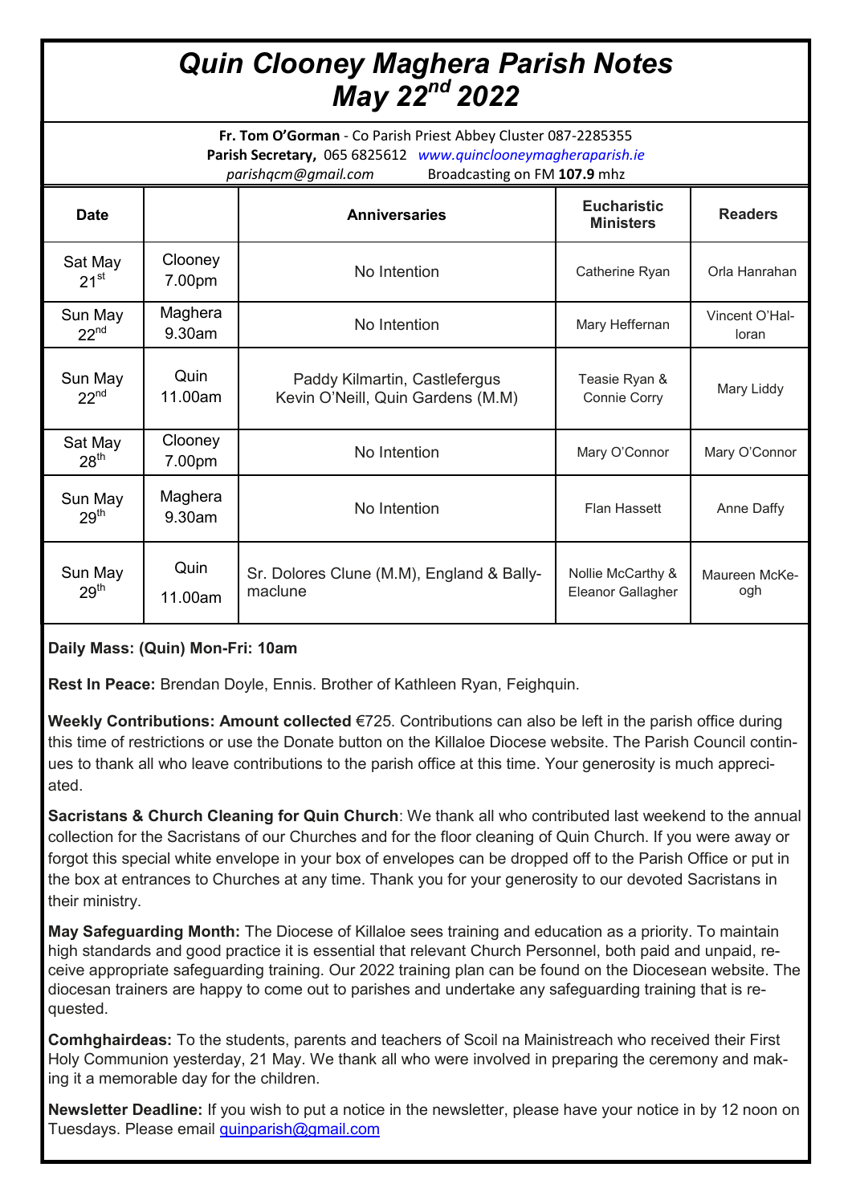# *Quin Clooney Maghera Parish Notes*
# *May 22nd 2022*

**Fr. Tom O'Gorman** - Co Parish Priest Abbey Cluster 087-2285355
**Parish Secretary,** 065 6825612 *www.quinclooneymagheraparish.ie*
*parishqcm@gmail.com* Broadcasting on FM **107.9** mhz

| Date | | Anniversaries | Eucharistic Ministers | Readers |
|---|---|---|---|---|
| Sat May 21st | Clooney 7.00pm | No Intention | Catherine Ryan | Orla Hanrahan |
| Sun May 22nd | Maghera 9.30am | No Intention | Mary Heffernan | Vincent O'Halloran |
| Sun May 22nd | Quin 11.00am | Paddy Kilmartin, Castlefergus<br>Kevin O'Neill, Quin Gardens (M.M) | Teasie Ryan & Connie Corry | Mary Liddy |
| Sat May 28th | Clooney 7.00pm | No Intention | Mary O'Connor | Mary O'Connor |
| Sun May 29th | Maghera 9.30am | No Intention | Flan Hassett | Anne Daffy |
| Sun May 29th | Quin 11.00am | Sr. Dolores Clune (M.M), England & Ballymaclune | Nollie McCarthy & Eleanor Gallagher | Maureen McKeogh |

**Daily Mass: (Quin) Mon-Fri: 10am**

**Rest In Peace:** Brendan Doyle, Ennis. Brother of Kathleen Ryan, Feighquin.

**Weekly Contributions: Amount collected** €725. Contributions can also be left in the parish office during this time of restrictions or use the Donate button on the Killaloe Diocese website. The Parish Council continues to thank all who leave contributions to the parish office at this time. Your generosity is much appreciated.

**Sacristans & Church Cleaning for Quin Church**: We thank all who contributed last weekend to the annual collection for the Sacristans of our Churches and for the floor cleaning of Quin Church. If you were away or forgot this special white envelope in your box of envelopes can be dropped off to the Parish Office or put in the box at entrances to Churches at any time. Thank you for your generosity to our devoted Sacristans in their ministry.

**May Safeguarding Month:** The Diocese of Killaloe sees training and education as a priority. To maintain high standards and good practice it is essential that relevant Church Personnel, both paid and unpaid, receive appropriate safeguarding training. Our 2022 training plan can be found on the Diocesean website. The diocesan trainers are happy to come out to parishes and undertake any safeguarding training that is requested.

**Comhghairdeas:** To the students, parents and teachers of Scoil na Mainistreach who received their First Holy Communion yesterday, 21 May. We thank all who were involved in preparing the ceremony and making it a memorable day for the children.

**Newsletter Deadline:** If you wish to put a notice in the newsletter, please have your notice in by 12 noon on Tuesdays. Please email quinparish@gmail.com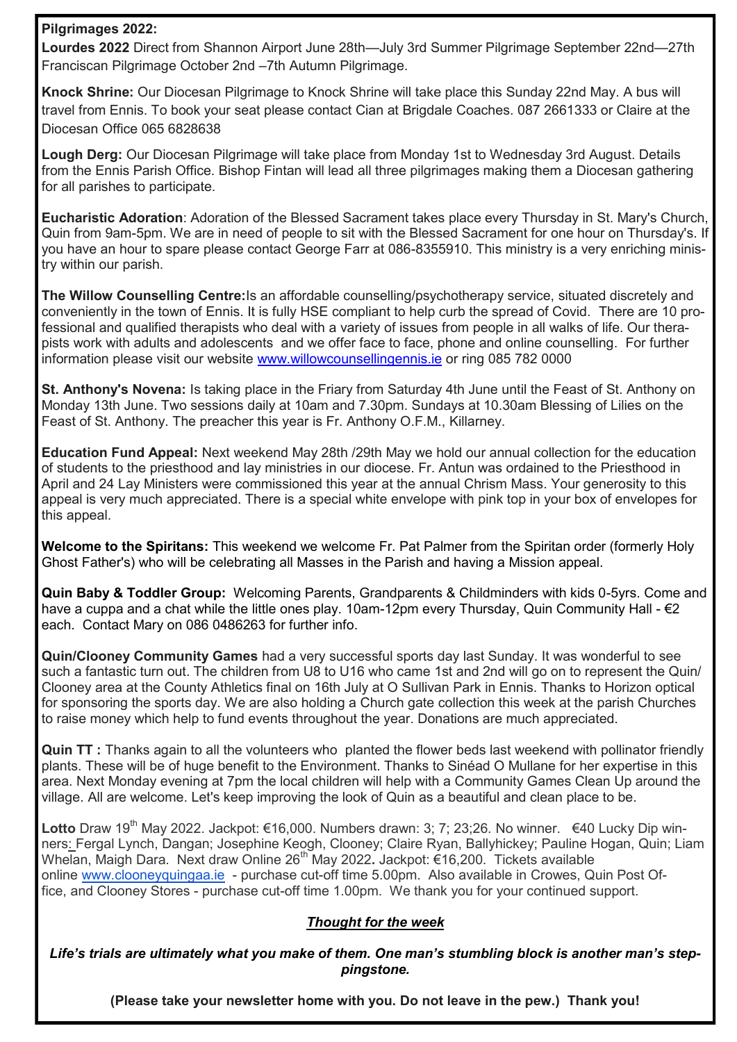**Pilgrimages 2022:**

**Lourdes 2022** Direct from Shannon Airport June 28th—July 3rd Summer Pilgrimage September 22nd—27th Franciscan Pilgrimage October 2nd –7th Autumn Pilgrimage.

**Knock Shrine:** Our Diocesan Pilgrimage to Knock Shrine will take place this Sunday 22nd May. A bus will travel from Ennis. To book your seat please contact Cian at Brigdale Coaches. 087 2661333 or Claire at the Diocesan Office 065 6828638

**Lough Derg:** Our Diocesan Pilgrimage will take place from Monday 1st to Wednesday 3rd August. Details from the Ennis Parish Office. Bishop Fintan will lead all three pilgrimages making them a Diocesan gathering for all parishes to participate.

**Eucharistic Adoration**: Adoration of the Blessed Sacrament takes place every Thursday in St. Mary's Church, Quin from 9am-5pm. We are in need of people to sit with the Blessed Sacrament for one hour on Thursday's. If you have an hour to spare please contact George Farr at 086-8355910. This ministry is a very enriching ministry within our parish.

**The Willow Counselling Centre:**Is an affordable counselling/psychotherapy service, situated discretely and conveniently in the town of Ennis. It is fully HSE compliant to help curb the spread of Covid. There are 10 professional and qualified therapists who deal with a variety of issues from people in all walks of life. Our therapists work with adults and adolescents and we offer face to face, phone and online counselling. For further information please visit our website www.willowcounsellingennis.ie or ring 085 782 0000

**St. Anthony's Novena:** Is taking place in the Friary from Saturday 4th June until the Feast of St. Anthony on Monday 13th June. Two sessions daily at 10am and 7.30pm. Sundays at 10.30am Blessing of Lilies on the Feast of St. Anthony. The preacher this year is Fr. Anthony O.F.M., Killarney.

**Education Fund Appeal:** Next weekend May 28th /29th May we hold our annual collection for the education of students to the priesthood and lay ministries in our diocese. Fr. Antun was ordained to the Priesthood in April and 24 Lay Ministers were commissioned this year at the annual Chrism Mass. Your generosity to this appeal is very much appreciated. There is a special white envelope with pink top in your box of envelopes for this appeal.

**Welcome to the Spiritans:** This weekend we welcome Fr. Pat Palmer from the Spiritan order (formerly Holy Ghost Father's) who will be celebrating all Masses in the Parish and having a Mission appeal.

**Quin Baby & Toddler Group:** Welcoming Parents, Grandparents & Childminders with kids 0-5yrs. Come and have a cuppa and a chat while the little ones play. 10am-12pm every Thursday, Quin Community Hall - €2 each. Contact Mary on 086 0486263 for further info.

**Quin/Clooney Community Games** had a very successful sports day last Sunday. It was wonderful to see such a fantastic turn out. The children from U8 to U16 who came 1st and 2nd will go on to represent the Quin/ Clooney area at the County Athletics final on 16th July at O Sullivan Park in Ennis. Thanks to Horizon optical for sponsoring the sports day. We are also holding a Church gate collection this week at the parish Churches to raise money which help to fund events throughout the year. Donations are much appreciated.

**Quin TT :** Thanks again to all the volunteers who planted the flower beds last weekend with pollinator friendly plants. These will be of huge benefit to the Environment. Thanks to Sinéad O Mullane for her expertise in this area. Next Monday evening at 7pm the local children will help with a Community Games Clean Up around the village. All are welcome. Let's keep improving the look of Quin as a beautiful and clean place to be.

**Lotto** Draw 19th May 2022. Jackpot: €16,000. Numbers drawn: 3; 7; 23;26. No winner. €40 Lucky Dip winners: Fergal Lynch, Dangan; Josephine Keogh, Clooney; Claire Ryan, Ballyhickey; Pauline Hogan, Quin; Liam Whelan, Maigh Dara. Next draw Online 26th May 2022**.** Jackpot: €16,200. Tickets available online www.clooneyquingaa.ie - purchase cut-off time 5.00pm. Also available in Crowes, Quin Post Office, and Clooney Stores - purchase cut-off time 1.00pm. We thank you for your continued support.

***Thought for the week***

***Life's trials are ultimately what you make of them. One man's stumbling block is another man's steppingstone.***

**(Please take your newsletter home with you. Do not leave in the pew.) Thank you!**